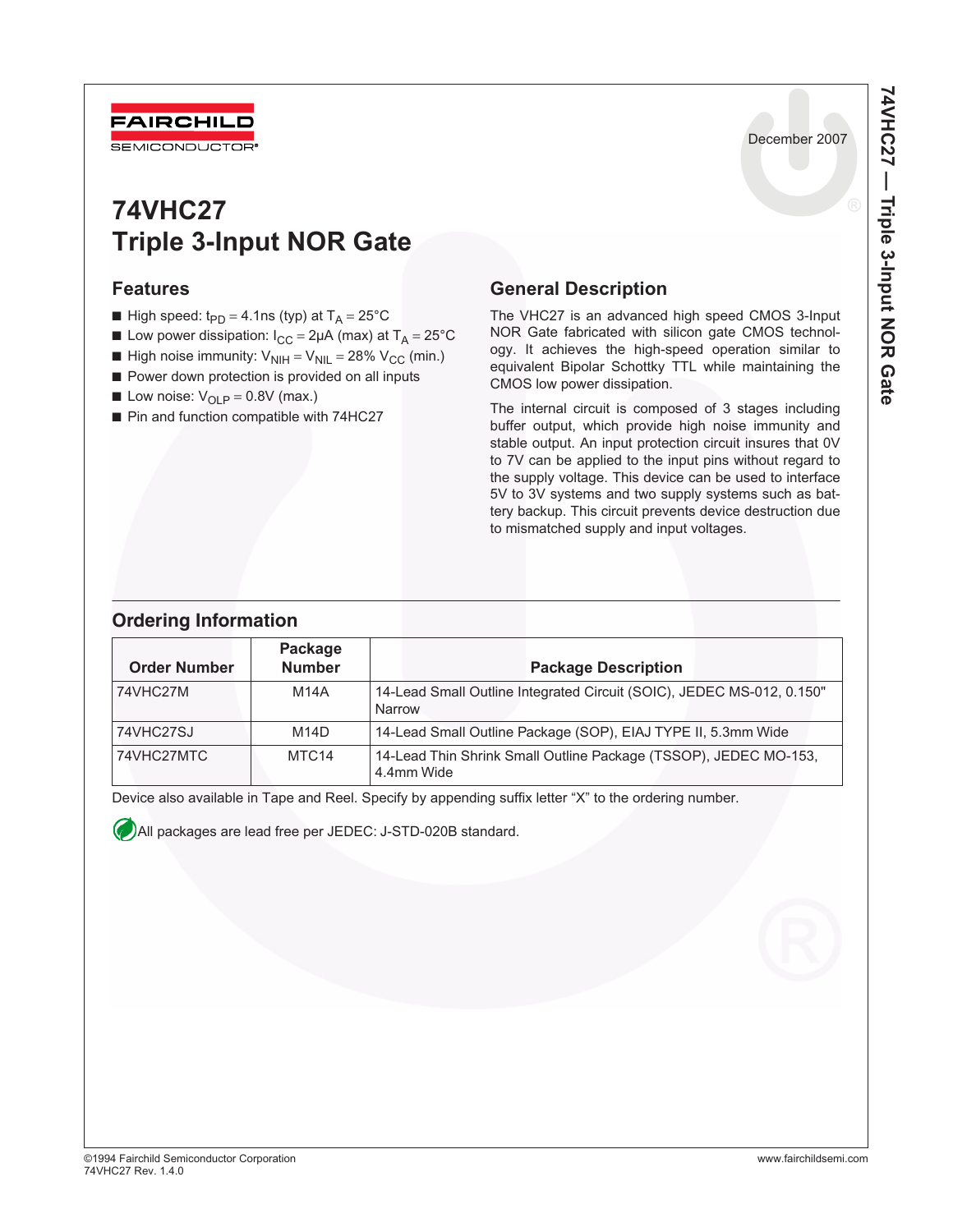December 2007

# 74VHC27
# Triple 3-Input NOR Gate

## Features

- High speed: $t_{PD}$ = 4.1ns (typ) at $T_A$ = 25°C
- Low power dissipation: $I_{CC}$ = 2µA (max) at $T_A$ = 25°C
- High noise immunity: $V_{NIH}$ = $V_{NIL}$ = 28% $V_{CC}$ (min.)
- Power down protection is provided on all inputs
- Low noise: $V_{OLP}$ = 0.8V (max.)
- Pin and function compatible with 74HC27

## General Description

The VHC27 is an advanced high speed CMOS 3-Input NOR Gate fabricated with silicon gate CMOS technology. It achieves the high-speed operation similar to equivalent Bipolar Schottky TTL while maintaining the CMOS low power dissipation.

The internal circuit is composed of 3 stages including buffer output, which provide high noise immunity and stable output. An input protection circuit insures that 0V to 7V can be applied to the input pins without regard to the supply voltage. This device can be used to interface 5V to 3V systems and two supply systems such as battery backup. This circuit prevents device destruction due to mismatched supply and input voltages.

## Ordering Information

| Order Number | Package Number | Package Description |
|---|---|---|
| 74VHC27M | M14A | 14-Lead Small Outline Integrated Circuit (SOIC), JEDEC MS-012, 0.150" Narrow |
| 74VHC27SJ | M14D | 14-Lead Small Outline Package (SOP), EIAJ TYPE II, 5.3mm Wide |
| 74VHC27MTC | MTC14 | 14-Lead Thin Shrink Small Outline Package (TSSOP), JEDEC MO-153, 4.4mm Wide |

Device also available in Tape and Reel. Specify by appending suffix letter “X” to the ordering number.

All packages are lead free per JEDEC: J-STD-020B standard.

©1994 Fairchild Semiconductor Corporation
74VHC27 Rev. 1.4.0

www.fairchildsemi.com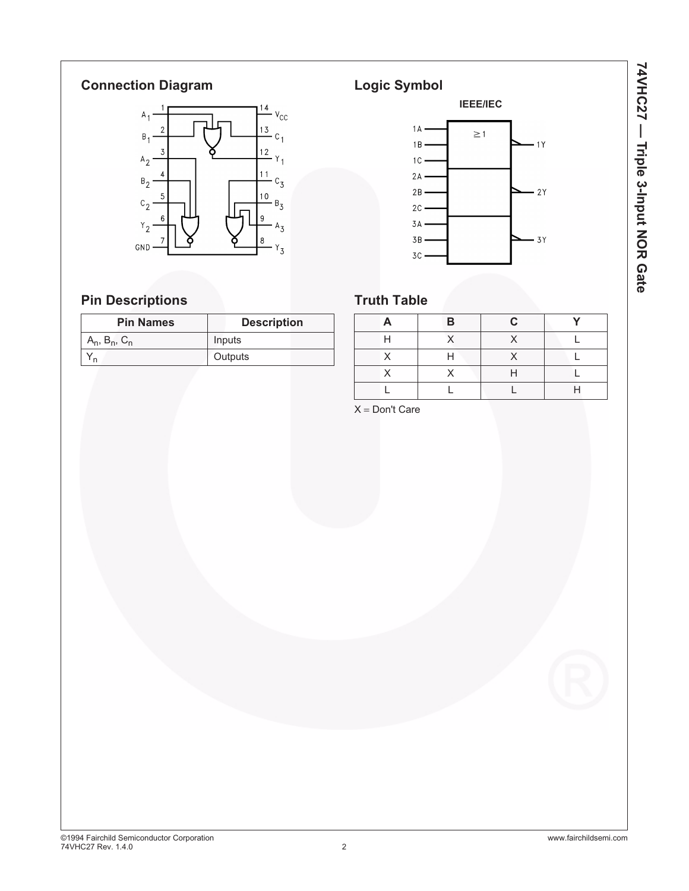## Connection Diagram

## Logic Symbol

**IEEE/IEC**

## Pin Descriptions

| Pin Names | Description |
|---|---|
| $A_n$, $B_n$, $C_n$ | Inputs |
| $Y_n$ | Outputs |

## Truth Table

| A | B | C | Y |
|---|---|---|---|
| H | X | X | L |
| X | H | X | L |
| X | X | H | L |
| L | L | L | H |

X = Don't Care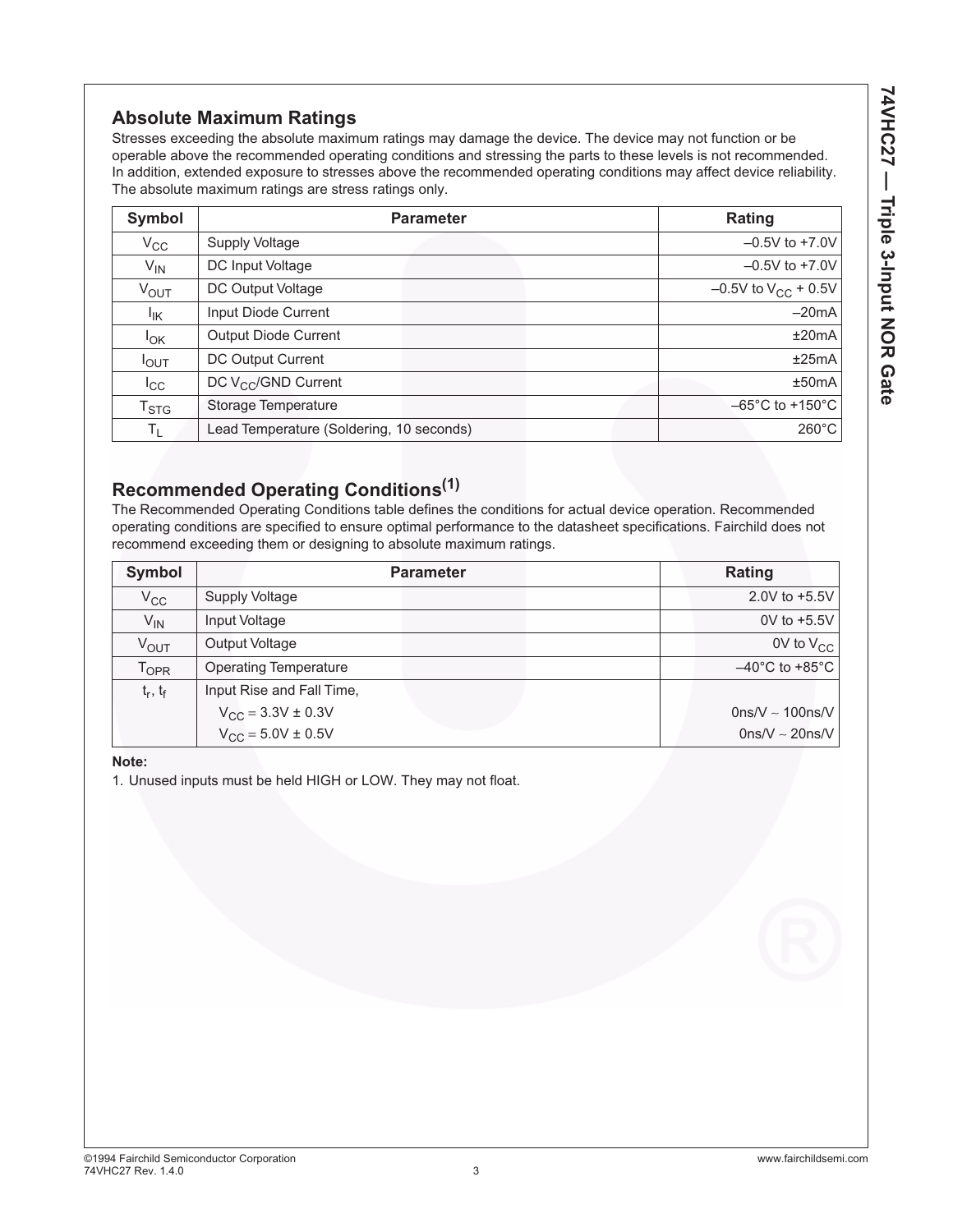## Absolute Maximum Ratings

Stresses exceeding the absolute maximum ratings may damage the device. The device may not function or be operable above the recommended operating conditions and stressing the parts to these levels is not recommended. In addition, extended exposure to stresses above the recommended operating conditions may affect device reliability. The absolute maximum ratings are stress ratings only.

| Symbol | Parameter | Rating |
|---|---|---|
| $V_{CC}$ | Supply Voltage | –0.5V to +7.0V |
| $V_{IN}$ | DC Input Voltage | –0.5V to +7.0V |
| $V_{OUT}$ | DC Output Voltage | –0.5V to $V_{CC}$ + 0.5V |
| $I_{IK}$ | Input Diode Current | –20mA |
| $I_{OK}$ | Output Diode Current | ±20mA |
| $I_{OUT}$ | DC Output Current | ±25mA |
| $I_{CC}$ | DC $V_{CC}$/GND Current | ±50mA |
| $T_{STG}$ | Storage Temperature | –65°C to +150°C |
| $T_L$ | Lead Temperature (Soldering, 10 seconds) | 260°C |

## Recommended Operating Conditions[1]

The Recommended Operating Conditions table defines the conditions for actual device operation. Recommended operating conditions are specified to ensure optimal performance to the datasheet specifications. Fairchild does not recommend exceeding them or designing to absolute maximum ratings.

| Symbol | Parameter | Rating |
|---|---|---|
| $V_{CC}$ | Supply Voltage | 2.0V to +5.5V |
| $V_{IN}$ | Input Voltage | 0V to +5.5V |
| $V_{OUT}$ | Output Voltage | 0V to $V_{CC}$ |
| $T_{OPR}$ | Operating Temperature | –40°C to +85°C |
| $t_r$, $t_f$ | Input Rise and Fall Time, | |
| | $V_{CC}$ = 3.3V ± 0.3V | 0ns/V ~ 100ns/V |
| | $V_{CC}$ = 5.0V ± 0.5V | 0ns/V ~ 20ns/V |

**Note:**

1. Unused inputs must be held HIGH or LOW. They may not float.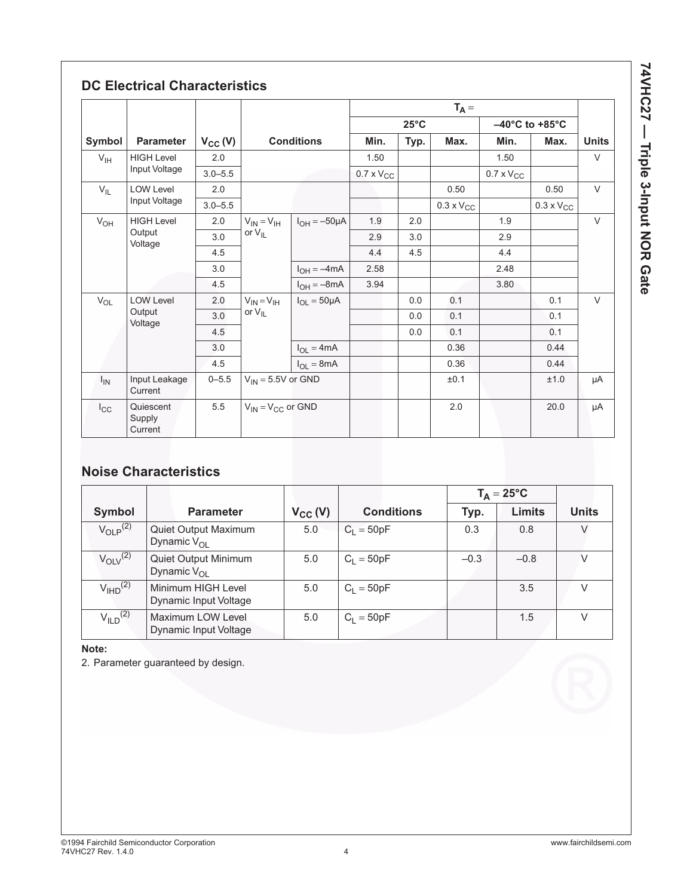## DC Electrical Characteristics

| Symbol | Parameter | $V_{CC}$ (V) | Conditions | | $T_A$ = 25°C Min. | 25°C Typ. | 25°C Max. | –40°C to +85°C Min. | –40°C to +85°C Max. | Units |
|---|---|---|---|---|---|---|---|---|---|---|
| $V_{IH}$ | HIGH Level Input Voltage | 2.0 | | | 1.50 | | | 1.50 | | V |
| | | 3.0–5.5 | | | $0.7 \times V_{CC}$ | | | $0.7 \times V_{CC}$ | | |
| $V_{IL}$ | LOW Level Input Voltage | 2.0 | | | | | 0.50 | | 0.50 | V |
| | | 3.0–5.5 | | | | | $0.3 \times V_{CC}$ | | $0.3 \times V_{CC}$ | |
| $V_{OH}$ | HIGH Level Output Voltage | 2.0 | $V_{IN} = V_{IH}$ or $V_{IL}$ | $I_{OH} = –50\mu A$ | 1.9 | 2.0 | | 1.9 | | V |
| | | 3.0 | | | 2.9 | 3.0 | | 2.9 | | |
| | | 4.5 | | | 4.4 | 4.5 | | 4.4 | | |
| | | 3.0 | | $I_{OH} = –4mA$ | 2.58 | | | 2.48 | | |
| | | 4.5 | | $I_{OH} = –8mA$ | 3.94 | | | 3.80 | | |
| $V_{OL}$ | LOW Level Output Voltage | 2.0 | $V_{IN} = V_{IH}$ or $V_{IL}$ | $I_{OL} = 50\mu A$ | | 0.0 | 0.1 | | 0.1 | V |
| | | 3.0 | | | | 0.0 | 0.1 | | 0.1 | |
| | | 4.5 | | | | 0.0 | 0.1 | | 0.1 | |
| | | 3.0 | | $I_{OL} = 4mA$ | | | 0.36 | | 0.44 | |
| | | 4.5 | | $I_{OL} = 8mA$ | | | 0.36 | | 0.44 | |
| $I_{IN}$ | Input Leakage Current | 0–5.5 | $V_{IN}$ = 5.5V or GND | | | | ±0.1 | | ±1.0 | µA |
| $I_{CC}$ | Quiescent Supply Current | 5.5 | $V_{IN} = V_{CC}$ or GND | | | | 2.0 | | 20.0 | µA |

## Noise Characteristics

| Symbol | Parameter | $V_{CC}$ (V) | Conditions | $T_A$ = 25°C Typ. | $T_A$ = 25°C Limits | Units |
|---|---|---|---|---|---|---|
| $V_{OLP}$[2] | Quiet Output Maximum Dynamic $V_{OL}$ | 5.0 | $C_L$ = 50pF | 0.3 | 0.8 | V |
| $V_{OLV}$[2] | Quiet Output Minimum Dynamic $V_{OL}$ | 5.0 | $C_L$ = 50pF | –0.3 | –0.8 | V |
| $V_{IHD}$[2] | Minimum HIGH Level Dynamic Input Voltage | 5.0 | $C_L$ = 50pF | | 3.5 | V |
| $V_{ILD}$[2] | Maximum LOW Level Dynamic Input Voltage | 5.0 | $C_L$ = 50pF | | 1.5 | V |

**Note:**

2. Parameter guaranteed by design.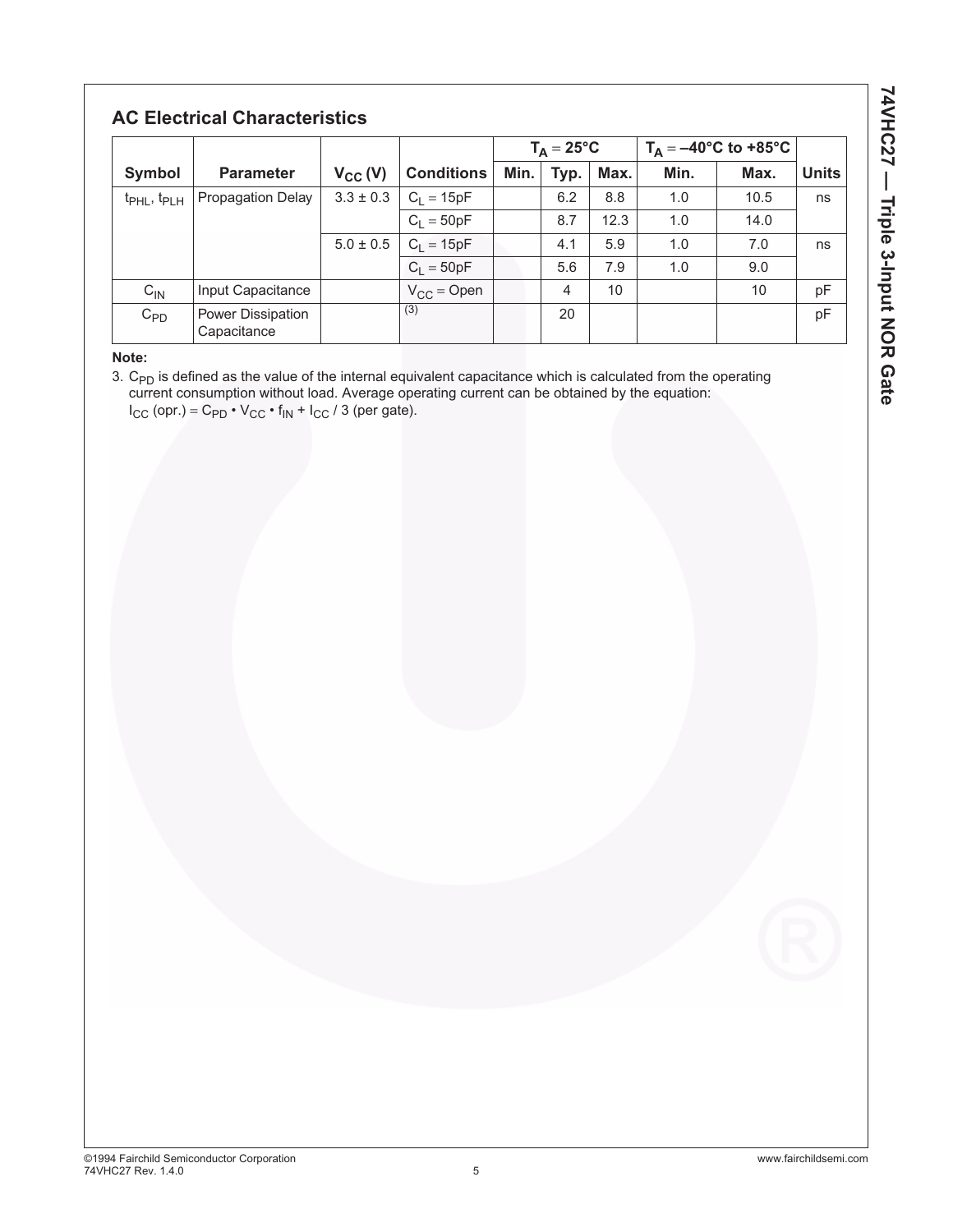## AC Electrical Characteristics

| Symbol | Parameter | $V_{CC}$ (V) | Conditions | $T_A = 25°C$ | | | $T_A = –40°C$ to $+85°C$ | | Units |
|---|---|---|---|---|---|---|---|---|---|
| | | | | Min. | Typ. | Max. | Min. | Max. | |
| $t_{PHL}$, $t_{PLH}$ | Propagation Delay | 3.3 ± 0.3 | $C_L = 15pF$ | | 6.2 | 8.8 | 1.0 | 10.5 | ns |
| | | | $C_L = 50pF$ | | 8.7 | 12.3 | 1.0 | 14.0 | |
| | | 5.0 ± 0.5 | $C_L = 15pF$ | | 4.1 | 5.9 | 1.0 | 7.0 | ns |
| | | | $C_L = 50pF$ | | 5.6 | 7.9 | 1.0 | 9.0 | |
| $C_{IN}$ | Input Capacitance | | $V_{CC}$ = Open | | 4 | 10 | | 10 | pF |
| $C_{PD}$ | Power Dissipation Capacitance | | [3] | | 20 | | | | pF |

**Note:**

3. $C_{PD}$ is defined as the value of the internal equivalent capacitance which is calculated from the operating current consumption without load. Average operating current can be obtained by the equation: $I_{CC}$ (opr.) = $C_{PD} \cdot V_{CC} \cdot f_{IN} + I_{CC} / 3$ (per gate).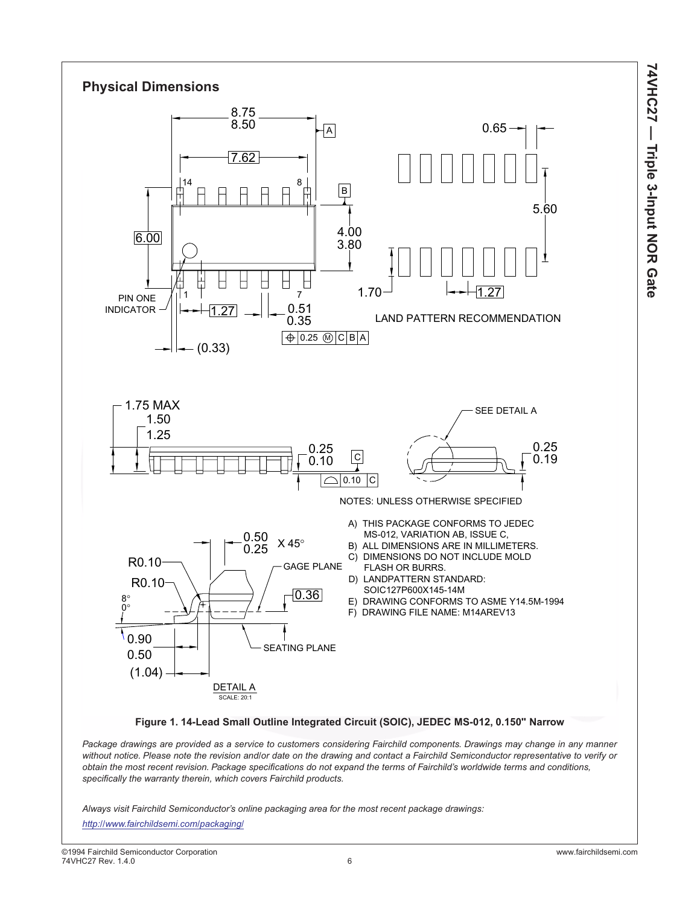## Physical Dimensions

NOTES: UNLESS OTHERWISE SPECIFIED

A) THIS PACKAGE CONFORMS TO JEDEC MS-012, VARIATION AB, ISSUE C,
B) ALL DIMENSIONS ARE IN MILLIMETERS.
C) DIMENSIONS DO NOT INCLUDE MOLD FLASH OR BURRS.
D) LANDPATTERN STANDARD: SOIC127P600X145-14M
E) DRAWING CONFORMS TO ASME Y14.5M-1994
F) DRAWING FILE NAME: M14AREV13

**Figure 1. 14-Lead Small Outline Integrated Circuit (SOIC), JEDEC MS-012, 0.150" Narrow**

*Package drawings are provided as a service to customers considering Fairchild components. Drawings may change in any manner without notice. Please note the revision and/or date on the drawing and contact a Fairchild Semiconductor representative to verify or obtain the most recent revision. Package specifications do not expand the terms of Fairchild's worldwide terms and conditions, specifically the warranty therein, which covers Fairchild products.*

*Always visit Fairchild Semiconductor's online packaging area for the most recent package drawings:*
*http://www.fairchildsemi.com/packaging/*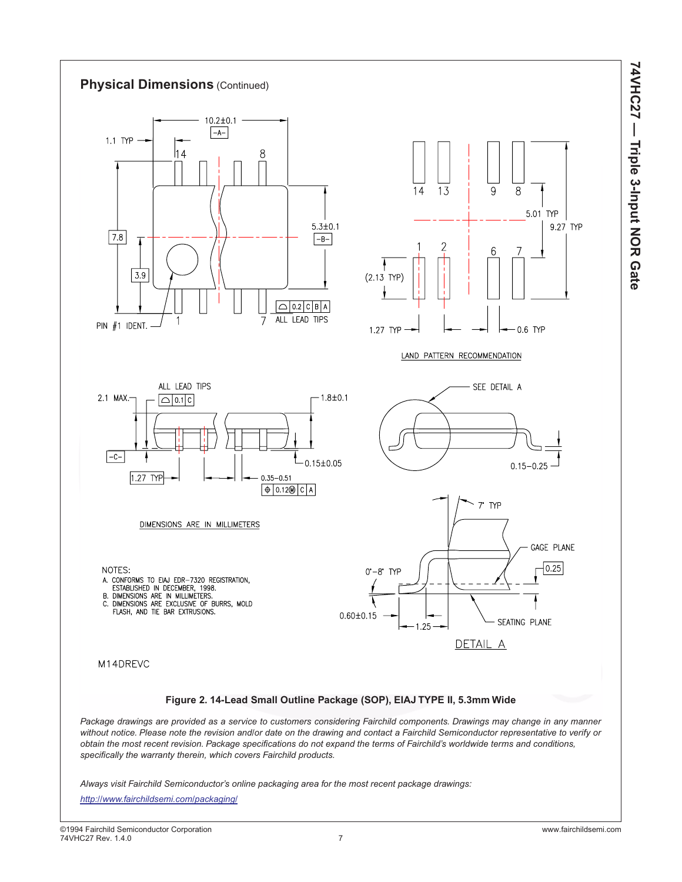## Physical Dimensions (Continued)

LAND PATTERN RECOMMENDATION

DIMENSIONS ARE IN MILLIMETERS

NOTES:
A. CONFORMS TO EIAJ EDR-7320 REGISTRATION, ESTABLISHED IN DECEMBER, 1998.
B. DIMENSIONS ARE IN MILLIMETERS.
C. DIMENSIONS ARE EXCLUSIVE OF BURRS, MOLD FLASH, AND TIE BAR EXTRUSIONS.

DETAIL A

M14DREVC

**Figure 2. 14-Lead Small Outline Package (SOP), EIAJ TYPE II, 5.3mm Wide**

*Package drawings are provided as a service to customers considering Fairchild components. Drawings may change in any manner without notice. Please note the revision and/or date on the drawing and contact a Fairchild Semiconductor representative to verify or obtain the most recent revision. Package specifications do not expand the terms of Fairchild's worldwide terms and conditions, specifically the warranty therein, which covers Fairchild products.*

*Always visit Fairchild Semiconductor's online packaging area for the most recent package drawings:*

*http://www.fairchildsemi.com/packaging/*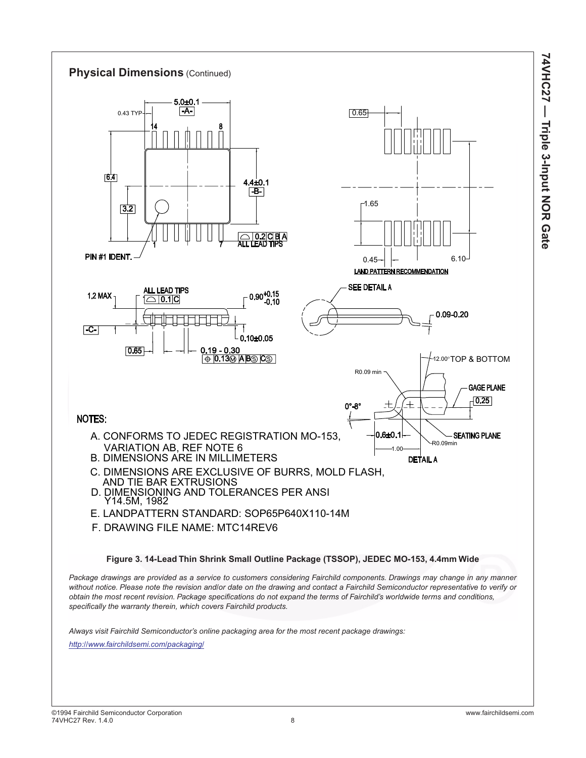## Physical Dimensions (Continued)

NOTES:

A. CONFORMS TO JEDEC REGISTRATION MO-153, VARIATION AB, REF NOTE 6

B. DIMENSIONS ARE IN MILLIMETERS

C. DIMENSIONS ARE EXCLUSIVE OF BURRS, MOLD FLASH, AND TIE BAR EXTRUSIONS

D. DIMENSIONING AND TOLERANCES PER ANSI Y14.5M, 1982

E. LANDPATTERN STANDARD: SOP65P640X110-14M

F. DRAWING FILE NAME: MTC14REV6

**Figure 3. 14-Lead Thin Shrink Small Outline Package (TSSOP), JEDEC MO-153, 4.4mm Wide**

*Package drawings are provided as a service to customers considering Fairchild components. Drawings may change in any manner without notice. Please note the revision and/or date on the drawing and contact a Fairchild Semiconductor representative to verify or obtain the most recent revision. Package specifications do not expand the terms of Fairchild's worldwide terms and conditions, specifically the warranty therein, which covers Fairchild products.*

*Always visit Fairchild Semiconductor's online packaging area for the most recent package drawings:*

*http://www.fairchildsemi.com/packaging/*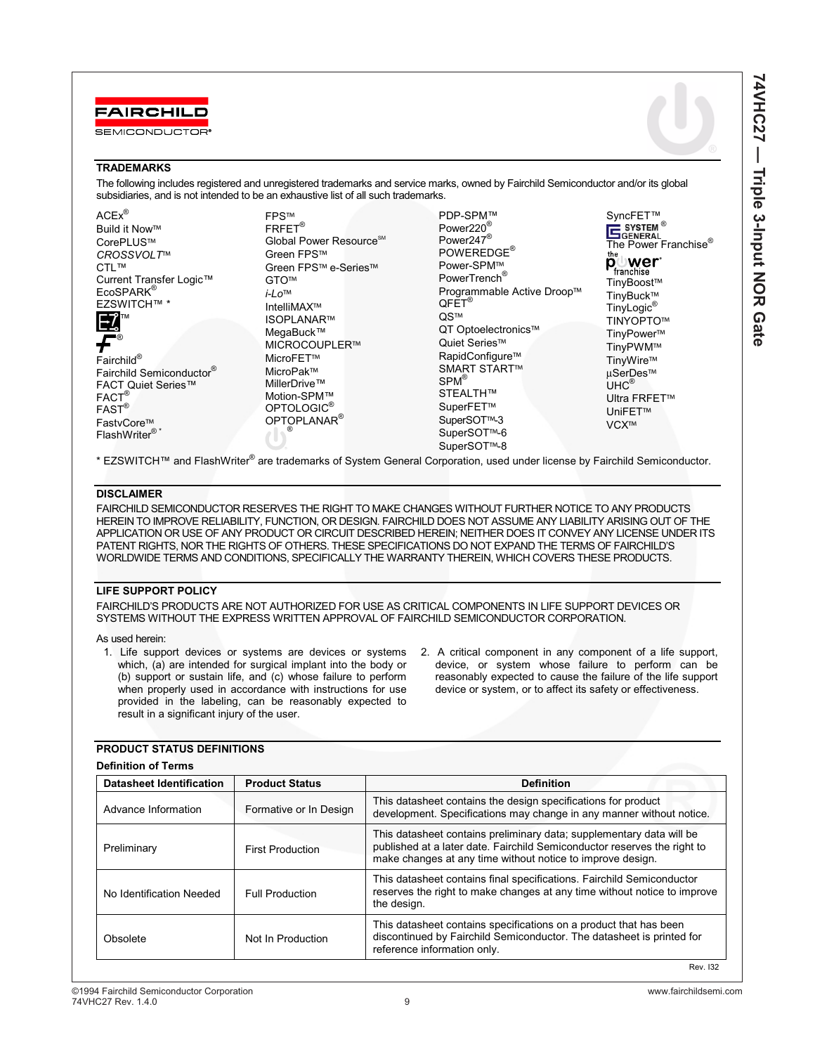## TRADEMARKS

The following includes registered and unregistered trademarks and service marks, owned by Fairchild Semiconductor and/or its global subsidiaries, and is not intended to be an exhaustive list of all such trademarks.

ACEx®
Build it Now™
CorePLUS™
*CROSSVOLT™*
CTL™
Current Transfer Logic™
EcoSPARK®
EZSWITCH™ *
E7™
F®
Fairchild®
Fairchild Semiconductor®
FACT Quiet Series™
FACT®
FAST®
FastvCore™
FlashWriter® *
FPS™
FRFET®
Global Power Resource℠
Green FPS™
Green FPS™ e-Series™
GTO™
*i-Lo™*
IntelliMAX™
ISOPLANAR™
MegaBuck™
MICROCOUPLER™
MicroFET™
MicroPak™
MillerDrive™
Motion-SPM™
OPTOLOGIC®
OPTOPLANAR®
®
PDP-SPM™
Power220®
Power247®
POWEREDGE®
Power-SPM™
PowerTrench®
Programmable Active Droop™
QFET®
QS™
QT Optoelectronics™
Quiet Series™
RapidConfigure™
SMART START™
SPM®
STEALTH™
SuperFET™
SuperSOT™-3
SuperSOT™-6
SuperSOT™-8
SyncFET™
SYSTEM GENERAL®
The Power Franchise®
the power franchise
TinyBoost™
TinyBuck™
TinyLogic®
TINYOPTO™
TinyPower™
TinyPWM™
TinyWire™
µSerDes™
UHC®
Ultra FRFET™
UniFET™
VCX™

\* EZSWITCH™ and FlashWriter® are trademarks of System General Corporation, used under license by Fairchild Semiconductor.

## DISCLAIMER

FAIRCHILD SEMICONDUCTOR RESERVES THE RIGHT TO MAKE CHANGES WITHOUT FURTHER NOTICE TO ANY PRODUCTS HEREIN TO IMPROVE RELIABILITY, FUNCTION, OR DESIGN. FAIRCHILD DOES NOT ASSUME ANY LIABILITY ARISING OUT OF THE APPLICATION OR USE OF ANY PRODUCT OR CIRCUIT DESCRIBED HEREIN; NEITHER DOES IT CONVEY ANY LICENSE UNDER ITS PATENT RIGHTS, NOR THE RIGHTS OF OTHERS. THESE SPECIFICATIONS DO NOT EXPAND THE TERMS OF FAIRCHILD'S WORLDWIDE TERMS AND CONDITIONS, SPECIFICALLY THE WARRANTY THEREIN, WHICH COVERS THESE PRODUCTS.

## LIFE SUPPORT POLICY

FAIRCHILD'S PRODUCTS ARE NOT AUTHORIZED FOR USE AS CRITICAL COMPONENTS IN LIFE SUPPORT DEVICES OR SYSTEMS WITHOUT THE EXPRESS WRITTEN APPROVAL OF FAIRCHILD SEMICONDUCTOR CORPORATION.

As used herein:

1. Life support devices or systems are devices or systems which, (a) are intended for surgical implant into the body or (b) support or sustain life, and (c) whose failure to perform when properly used in accordance with instructions for use provided in the labeling, can be reasonably expected to result in a significant injury of the user.
2. A critical component in any component of a life support, device, or system whose failure to perform can be reasonably expected to cause the failure of the life support device or system, or to affect its safety or effectiveness.

## PRODUCT STATUS DEFINITIONS

**Definition of Terms**

| Datasheet Identification | Product Status | Definition |
|---|---|---|
| Advance Information | Formative or In Design | This datasheet contains the design specifications for product development. Specifications may change in any manner without notice. |
| Preliminary | First Production | This datasheet contains preliminary data; supplementary data will be published at a later date. Fairchild Semiconductor reserves the right to make changes at any time without notice to improve design. |
| No Identification Needed | Full Production | This datasheet contains final specifications. Fairchild Semiconductor reserves the right to make changes at any time without notice to improve the design. |
| Obsolete | Not In Production | This datasheet contains specifications on a product that has been discontinued by Fairchild Semiconductor. The datasheet is printed for reference information only. |

Rev. I32